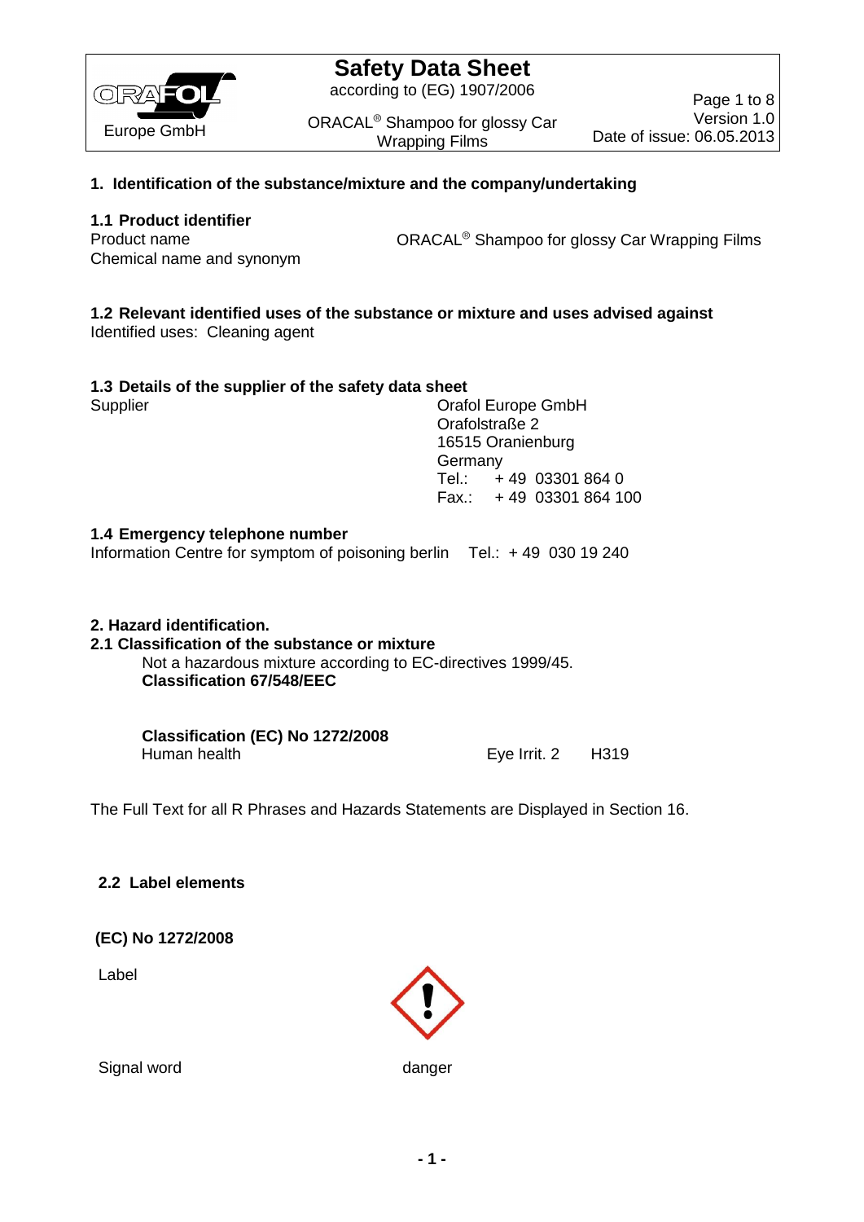# Safety Data Sheet

according to (EG) 1907/2006

ORACAL® Shampoo for glossy Car Wrapping Films

Europe GmbH

Version 1.0
Date of issue: 06.05.2013

## 1. Identification of the substance/mixture and the company/undertaking

### 1.1 Product identifier

| | |
|---|---|
| Product name | ORACAL® Shampoo for glossy Car Wrapping Films |
| Chemical name and synonym | |

### 1.2 Relevant identified uses of the substance or mixture and uses advised against

Identified uses: Cleaning agent

### 1.3 Details of the supplier of the safety data sheet

Supplier

Orafol Europe GmbH
Orafolstraße 2
16515 Oranienburg
Germany
Tel.: + 49 03301 864 0
Fax.: + 49 03301 864 100

### 1.4 Emergency telephone number

Information Centre for symptom of poisoning berlin Tel.: + 49 030 19 240

## 2. Hazard identification.

### 2.1 Classification of the substance or mixture

Not a hazardous mixture according to EC-directives 1999/45.

**Classification 67/548/EEC**

**Classification (EC) No 1272/2008**

| | | |
|---|---|---|
| Human health | Eye Irrit. 2 | H319 |

The Full Text for all R Phrases and Hazards Statements are Displayed in Section 16.

### 2.2 Label elements

**(EC) No 1272/2008**

Label

Signal word: danger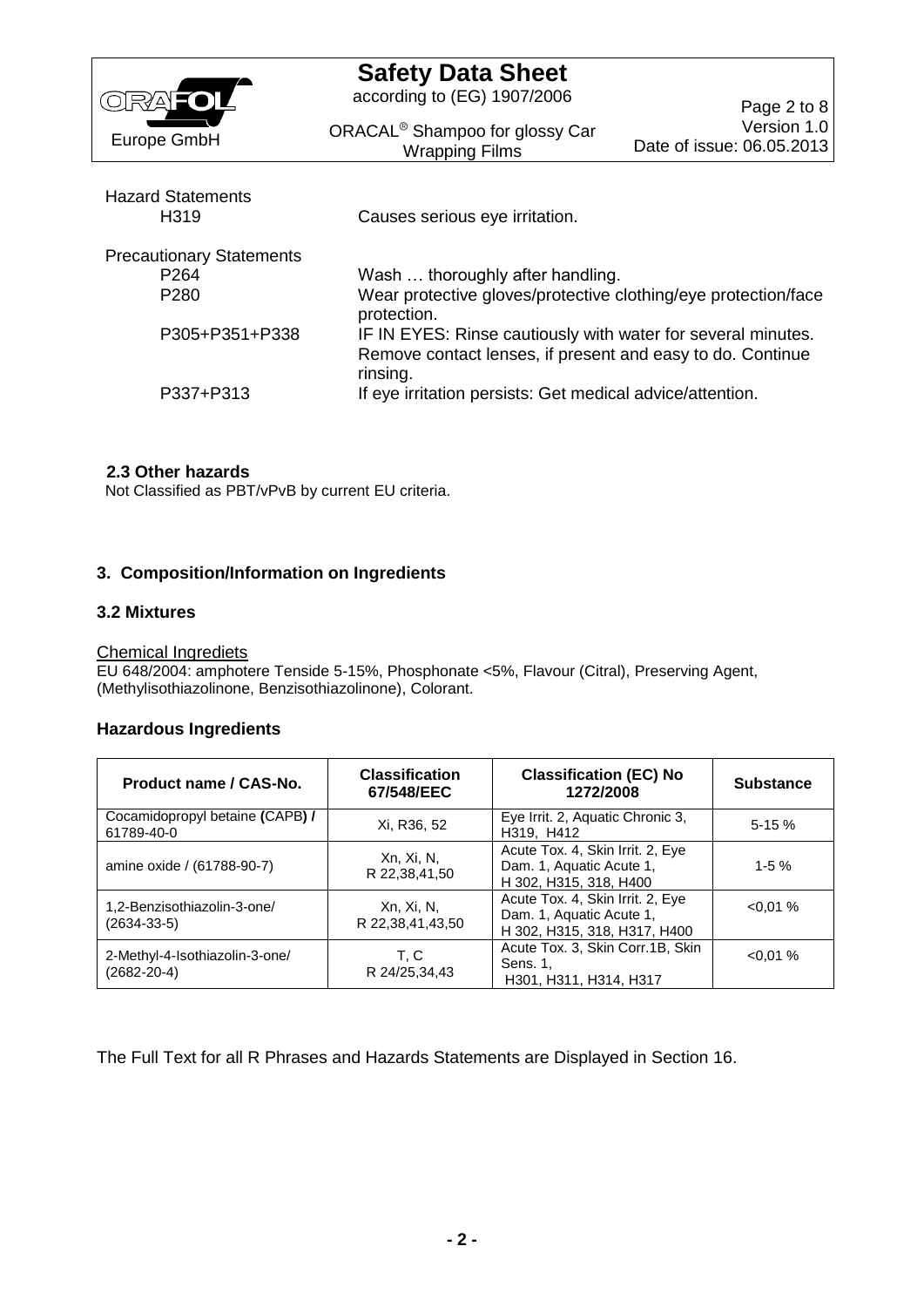Hazard Statements

| | |
|---|---|
| H319 | Causes serious eye irritation. |

Precautionary Statements

| | |
|---|---|
| P264 | Wash … thoroughly after handling. |
| P280 | Wear protective gloves/protective clothing/eye protection/face protection. |
| P305+P351+P338 | IF IN EYES: Rinse cautiously with water for several minutes. Remove contact lenses, if present and easy to do. Continue rinsing. |
| P337+P313 | If eye irritation persists: Get medical advice/attention. |

### 2.3 Other hazards

Not Classified as PBT/vPvB by current EU criteria.

## 3. Composition/Information on Ingredients

### 3.2 Mixtures

Chemical Ingrediets

EU 648/2004: amphotere Tenside 5-15%, Phosphonate <5%, Flavour (Citral), Preserving Agent, (Methylisothiazolinone, Benzisothiazolinone), Colorant.

### Hazardous Ingredients

| Product name / CAS-No. | Classification 67/548/EEC | Classification (EC) No 1272/2008 | Substance |
|---|---|---|---|
| Cocamidopropyl betaine **(**CAPB**) /** 61789-40-0 | Xi, R36, 52 | Eye Irrit. 2, Aquatic Chronic 3, H319, H412 | 5-15 % |
| amine oxide / (61788-90-7) | Xn, Xi, N, R 22,38,41,50 | Acute Tox. 4, Skin Irrit. 2, Eye Dam. 1, Aquatic Acute 1, H 302, H315, 318, H400 | 1-5 % |
| 1,2-Benzisothiazolin-3-one/ (2634-33-5) | Xn, Xi, N, R 22,38,41,43,50 | Acute Tox. 4, Skin Irrit. 2, Eye Dam. 1, Aquatic Acute 1, H 302, H315, 318, H317, H400 | <0,01 % |
| 2-Methyl-4-Isothiazolin-3-one/ (2682-20-4) | T, C R 24/25,34,43 | Acute Tox. 3, Skin Corr.1B, Skin Sens. 1, H301, H311, H314, H317 | <0,01 % |

The Full Text for all R Phrases and Hazards Statements are Displayed in Section 16.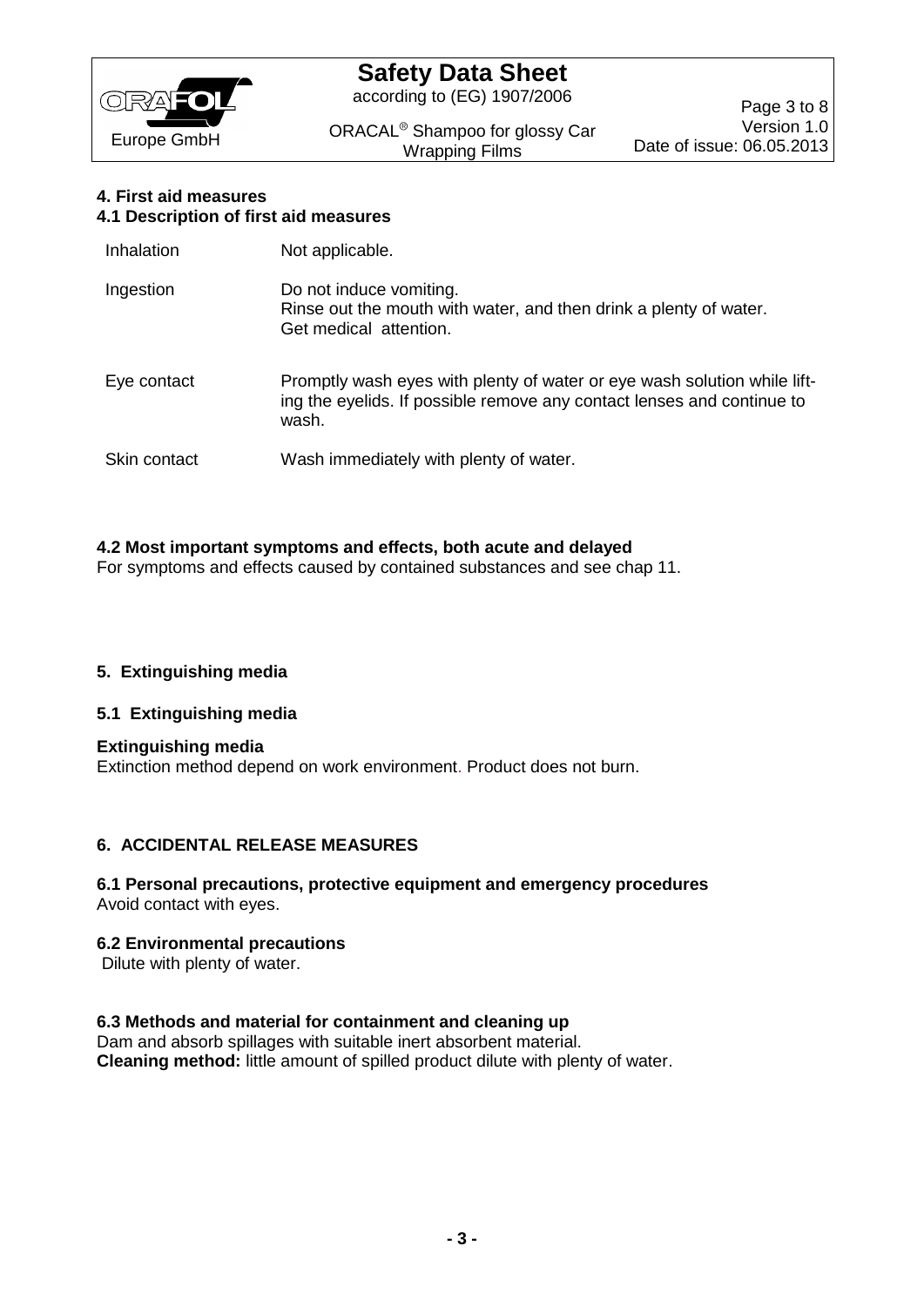#### 4. First aid measures
#### 4.1 Description of first aid measures

| | |
|---|---|
| Inhalation | Not applicable. |
| Ingestion | Do not induce vomiting.<br>Rinse out the mouth with water, and then drink a plenty of water.<br>Get medical attention. |
| Eye contact | Promptly wash eyes with plenty of water or eye wash solution while lifting the eyelids. If possible remove any contact lenses and continue to wash. |
| Skin contact | Wash immediately with plenty of water. |

#### 4.2 Most important symptoms and effects, both acute and delayed

For symptoms and effects caused by contained substances and see chap 11.

#### 5. Extinguishing media

#### 5.1 Extinguishing media

**Extinguishing media**

Extinction method depend on work environment. Product does not burn.

#### 6. ACCIDENTAL RELEASE MEASURES

#### 6.1 Personal precautions, protective equipment and emergency procedures

Avoid contact with eyes.

#### 6.2 Environmental precautions

Dilute with plenty of water.

#### 6.3 Methods and material for containment and cleaning up

Dam and absorb spillages with suitable inert absorbent material.
**Cleaning method:** little amount of spilled product dilute with plenty of water.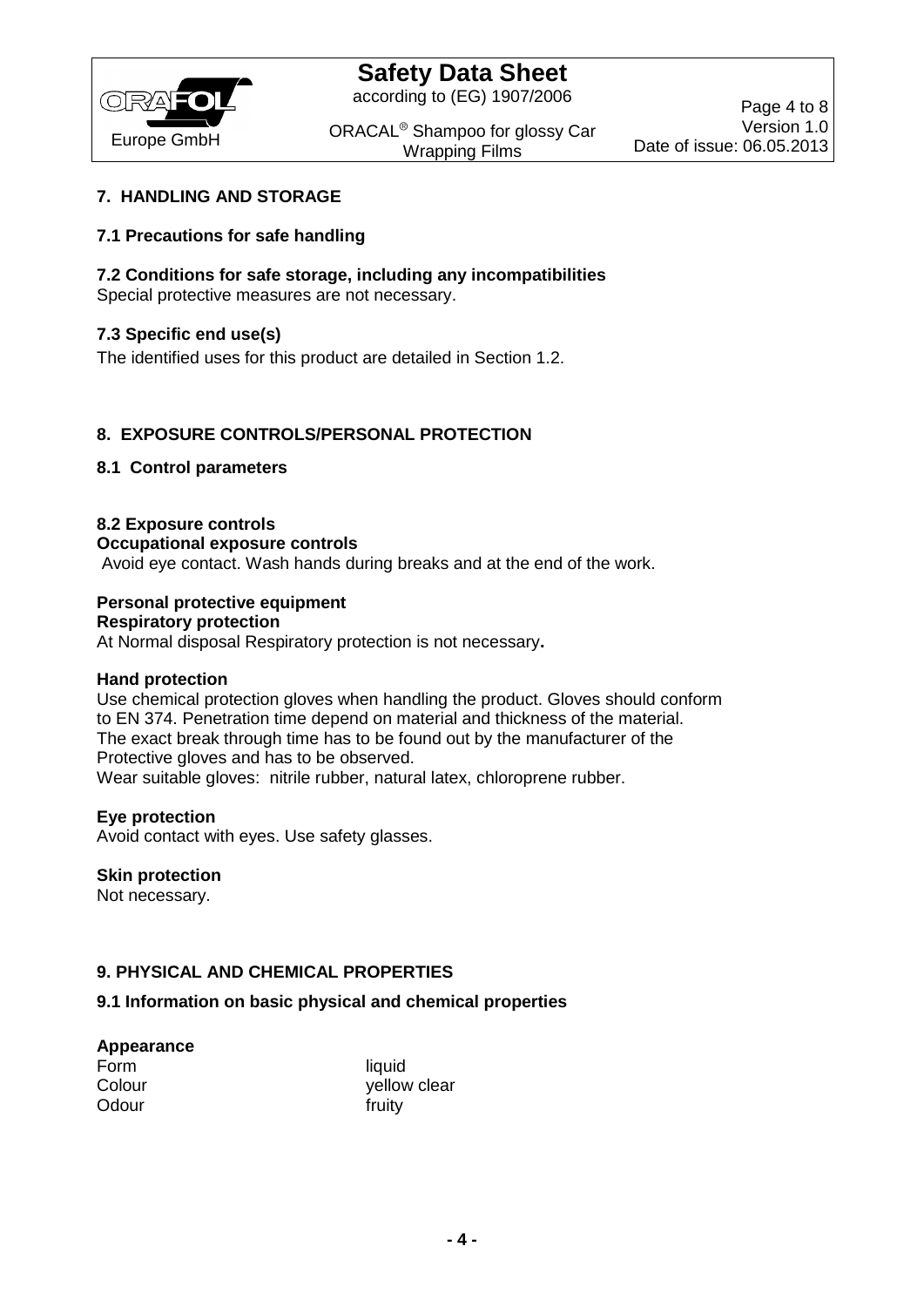## 7. HANDLING AND STORAGE

### 7.1 Precautions for safe handling

### 7.2 Conditions for safe storage, including any incompatibilities

Special protective measures are not necessary.

### 7.3 Specific end use(s)

The identified uses for this product are detailed in Section 1.2.

## 8. EXPOSURE CONTROLS/PERSONAL PROTECTION

### 8.1 Control parameters

### 8.2 Exposure controls

**Occupational exposure controls**

Avoid eye contact. Wash hands during breaks and at the end of the work.

**Personal protective equipment**

**Respiratory protection**

At Normal disposal Respiratory protection is not necessary**.**

**Hand protection**

Use chemical protection gloves when handling the product. Gloves should conform to EN 374. Penetration time depend on material and thickness of the material. The exact break through time has to be found out by the manufacturer of the Protective gloves and has to be observed.
Wear suitable gloves: nitrile rubber, natural latex, chloroprene rubber.

**Eye protection**

Avoid contact with eyes. Use safety glasses.

**Skin protection**

Not necessary.

## 9. PHYSICAL AND CHEMICAL PROPERTIES

### 9.1 Information on basic physical and chemical properties

**Appearance**

| | |
|---|---|
| Form | liquid |
| Colour | yellow clear |
| Odour | fruity |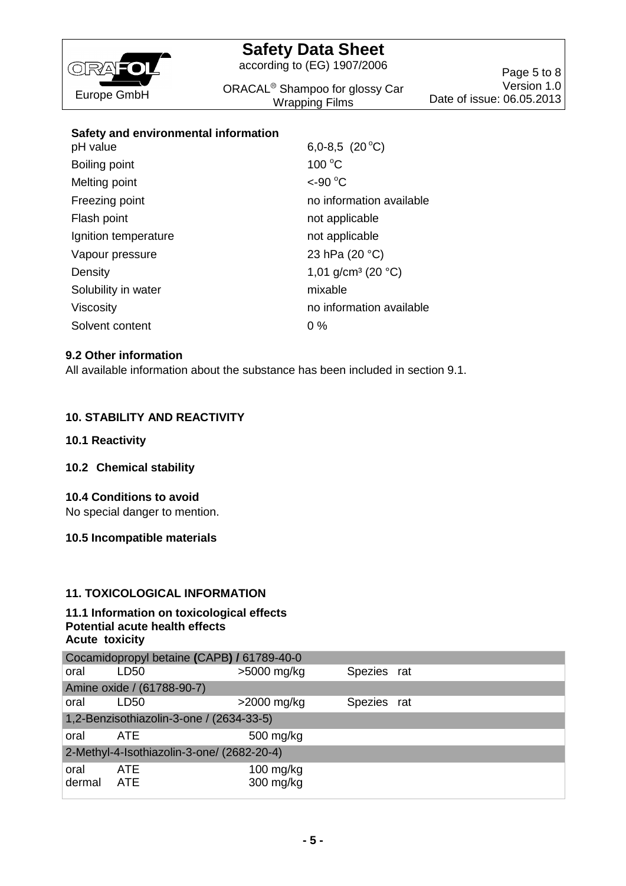**Safety and environmental information**

| | |
|---|---|
| pH value | 6,0-8,5 (20 °C) |
| Boiling point | 100 °C |
| Melting point | <-90 °C |
| Freezing point | no information available |
| Flash point | not applicable |
| Ignition temperature | not applicable |
| Vapour pressure | 23 hPa (20 °C) |
| Density | 1,01 g/cm³ (20 °C) |
| Solubility in water | mixable |
| Viscosity | no information available |
| Solvent content | 0 % |

### 9.2 Other information

All available information about the substance has been included in section 9.1.

## 10. STABILITY AND REACTIVITY

### 10.1 Reactivity

### 10.2 Chemical stability

### 10.4 Conditions to avoid

No special danger to mention.

### 10.5 Incompatible materials

## 11. TOXICOLOGICAL INFORMATION

### 11.1 Information on toxicological effects

**Potential acute health effects**

**Acute toxicity**

| | | | | |
|---|---|---|---|---|
| **Cocamidopropyl betaine (CAPB) / 61789-40-0** | | | | |
| oral | LD50 | >5000 mg/kg | Spezies | rat |
| **Amine oxide / (61788-90-7)** | | | | |
| oral | LD50 | >2000 mg/kg | Spezies | rat |
| **1,2-Benzisothiazolin-3-one / (2634-33-5)** | | | | |
| oral | ATE | 500 mg/kg | | |
| **2-Methyl-4-Isothiazolin-3-one/ (2682-20-4)** | | | | |
| oral | ATE | 100 mg/kg | | |
| dermal | ATE | 300 mg/kg | | |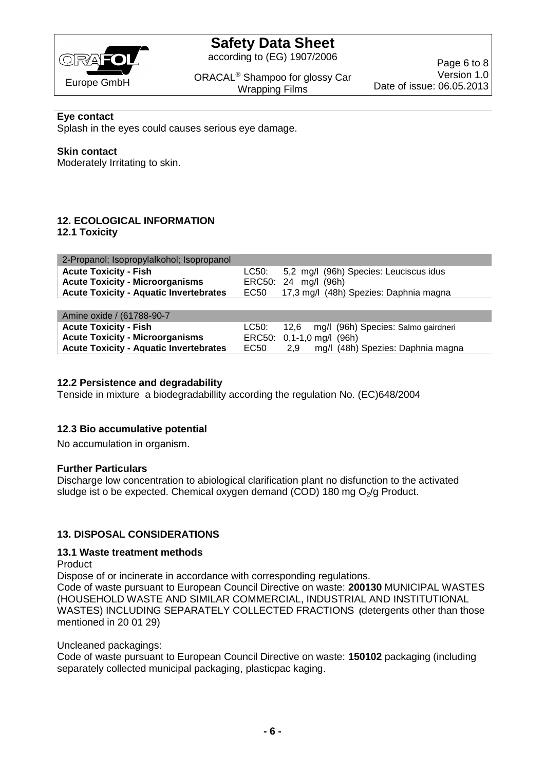**Eye contact**

Splash in the eyes could causes serious eye damage.

**Skin contact**

Moderately Irritating to skin.

## 12. ECOLOGICAL INFORMATION

### 12.1 Toxicity

| 2-Propanol; Isopropylalkohol; Isopropanol | |
|---|---|
| **Acute Toxicity - Fish** | LC50: 5,2 mg/l (96h) Species: Leuciscus idus |
| **Acute Toxicity - Microorganisms** | ERC50: 24 mg/l (96h) |
| **Acute Toxicity - Aquatic Invertebrates** | EC50 17,3 mg/l (48h) Spezies: Daphnia magna |

| Amine oxide / (61788-90-7 | |
|---|---|
| **Acute Toxicity - Fish** | LC50: 12,6 mg/l (96h) Species: Salmo gairdneri |
| **Acute Toxicity - Microorganisms** | ERC50: 0,1-1,0 mg/l (96h) |
| **Acute Toxicity - Aquatic Invertebrates** | EC50 2,9 mg/l (48h) Spezies: Daphnia magna |

### 12.2 Persistence and degradability

Tenside in mixture a biodegradabillity according the regulation No. (EC)648/2004

### 12.3 Bio accumulative potential

No accumulation in organism.

**Further Particulars**

Discharge low concentration to abiological clarification plant no disfunction to the activated sludge ist o be expected. Chemical oxygen demand (COD) 180 mg $O_2$/g Product.

## 13. DISPOSAL CONSIDERATIONS

### 13.1 Waste treatment methods

Product

Dispose of or incinerate in accordance with corresponding regulations.

Code of waste pursuant to European Council Directive on waste: **200130** MUNICIPAL WASTES (HOUSEHOLD WASTE AND SIMILAR COMMERCIAL, INDUSTRIAL AND INSTITUTIONAL WASTES) INCLUDING SEPARATELY COLLECTED FRACTIONS (detergents other than those mentioned in 20 01 29)

Uncleaned packagings:

Code of waste pursuant to European Council Directive on waste: **150102** packaging (including separately collected municipal packaging, plasticpac kaging.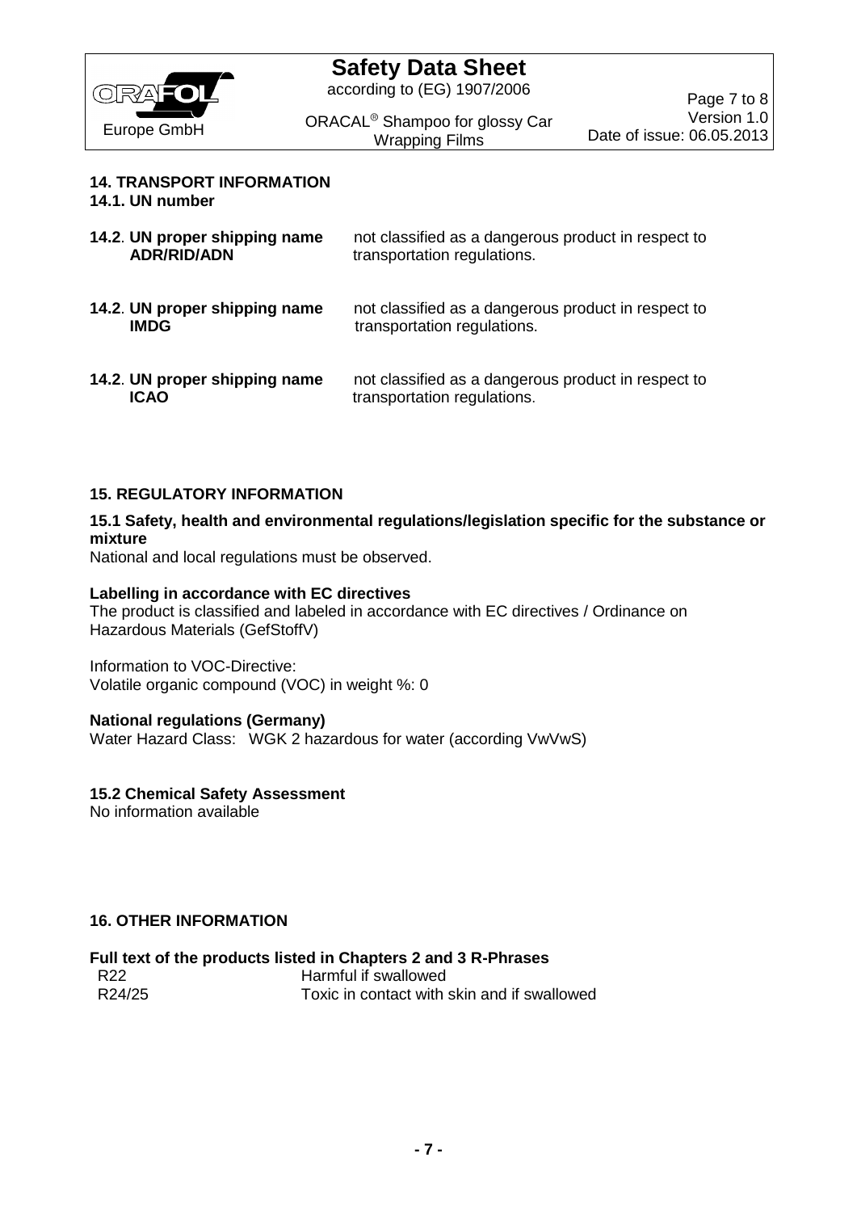## 14. TRANSPORT INFORMATION

### 14.1. UN number

| | |
|---|---|
| **14.2. UN proper shipping name ADR/RID/ADN** | not classified as a dangerous product in respect to transportation regulations. |
| **14.2. UN proper shipping name IMDG** | not classified as a dangerous product in respect to transportation regulations. |
| **14.2. UN proper shipping name ICAO** | not classified as a dangerous product in respect to transportation regulations. |

## 15. REGULATORY INFORMATION

### 15.1 Safety, health and environmental regulations/legislation specific for the substance or mixture

National and local regulations must be observed.

**Labelling in accordance with EC directives**

The product is classified and labeled in accordance with EC directives / Ordinance on Hazardous Materials (GefStoffV)

Information to VOC-Directive:
Volatile organic compound (VOC) in weight %: 0

**National regulations (Germany)**

Water Hazard Class: WGK 2 hazardous for water (according VwVwS)

### 15.2 Chemical Safety Assessment

No information available

## 16. OTHER INFORMATION

**Full text of the products listed in Chapters 2 and 3 R-Phrases**

| | |
|---|---|
| R22 | Harmful if swallowed |
| R24/25 | Toxic in contact with skin and if swallowed |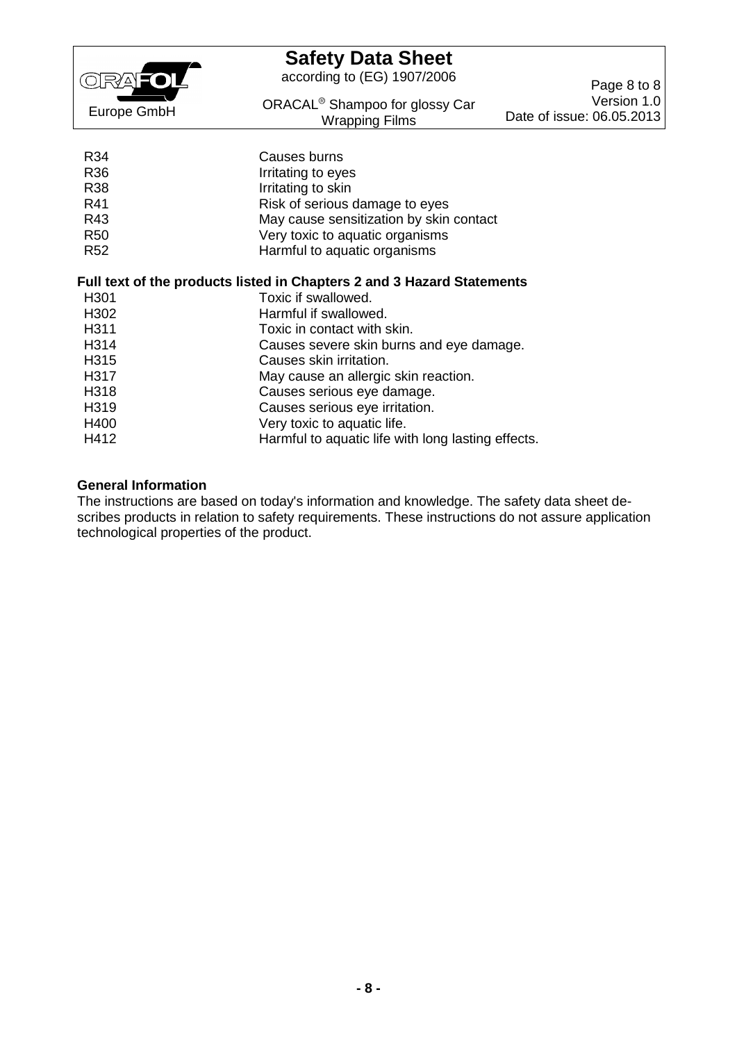| | |
|---|---|
| R34 | Causes burns |
| R36 | Irritating to eyes |
| R38 | Irritating to skin |
| R41 | Risk of serious damage to eyes |
| R43 | May cause sensitization by skin contact |
| R50 | Very toxic to aquatic organisms |
| R52 | Harmful to aquatic organisms |

**Full text of the products listed in Chapters 2 and 3 Hazard Statements**

| | |
|---|---|
| H301 | Toxic if swallowed. |
| H302 | Harmful if swallowed. |
| H311 | Toxic in contact with skin. |
| H314 | Causes severe skin burns and eye damage. |
| H315 | Causes skin irritation. |
| H317 | May cause an allergic skin reaction. |
| H318 | Causes serious eye damage. |
| H319 | Causes serious eye irritation. |
| H400 | Very toxic to aquatic life. |
| H412 | Harmful to aquatic life with long lasting effects. |

**General Information**

The instructions are based on today's information and knowledge. The safety data sheet describes products in relation to safety requirements. These instructions do not assure application technological properties of the product.